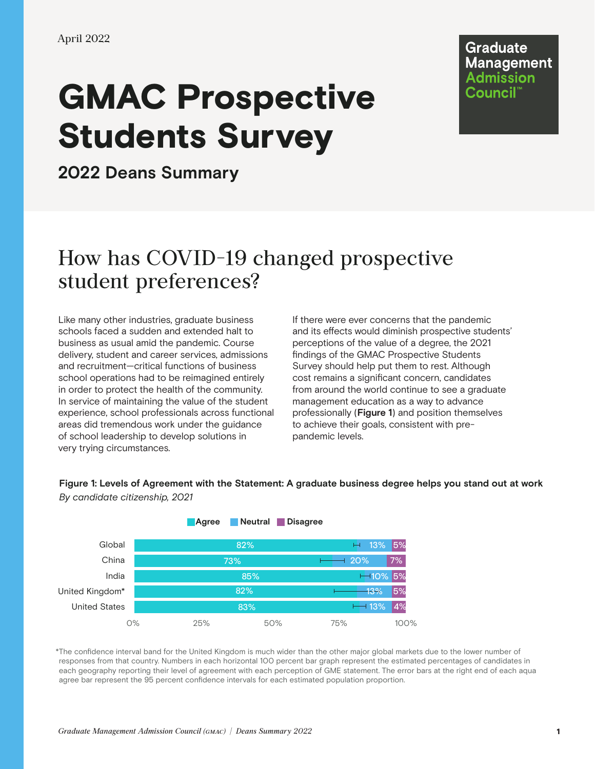April 2022

# GMAC Prospective Students Survey

## 2022 Deans Summary

Graduate Management Admission Council™

## How has COVID-19 changed prospective student preferences?

Like many other industries, graduate business schools faced a sudden and extended halt to business as usual amid the pandemic. Course delivery, student and career services, admissions and recruitment—critical functions of business school operations had to be reimagined entirely in order to protect the health of the community. In service of maintaining the value of the student experience, school professionals across functional areas did tremendous work under the guidance of school leadership to develop solutions in very trying circumstances.

If there were ever concerns that the pandemic and its effects would diminish prospective students' perceptions of the value of a degree, the 2021 findings of the GMAC Prospective Students Survey should help put them to rest. Although cost remains a significant concern, candidates from around the world continue to see a graduate management education as a way to advance professionally (**Figure 1**) and position themselves to achieve their goals, consistent with pre-pandemic levels.

**Figure 1: Levels of Agreement with the Statement: A graduate business degree helps you stand out at work**
*By candidate citizenship, 2021*

| | Agree | Neutral | Disagree |
|---|---|---|---|
| Global | 82% | 13% | 5% |
| China | 73% | 20% | 7% |
| India | 85% | 10% | 5% |
| United Kingdom* | 82% | 13% | 5% |
| United States | 83% | 13% | 4% |

*The confidence interval band for the United Kingdom is much wider than the other major global markets due to the lower number of responses from that country. Numbers in each horizontal 100 percent bar graph represent the estimated percentages of candidates in each geography reporting their level of agreement with each perception of GME statement. The error bars at the right end of each aqua agree bar represent the 95 percent confidence intervals for each estimated population proportion.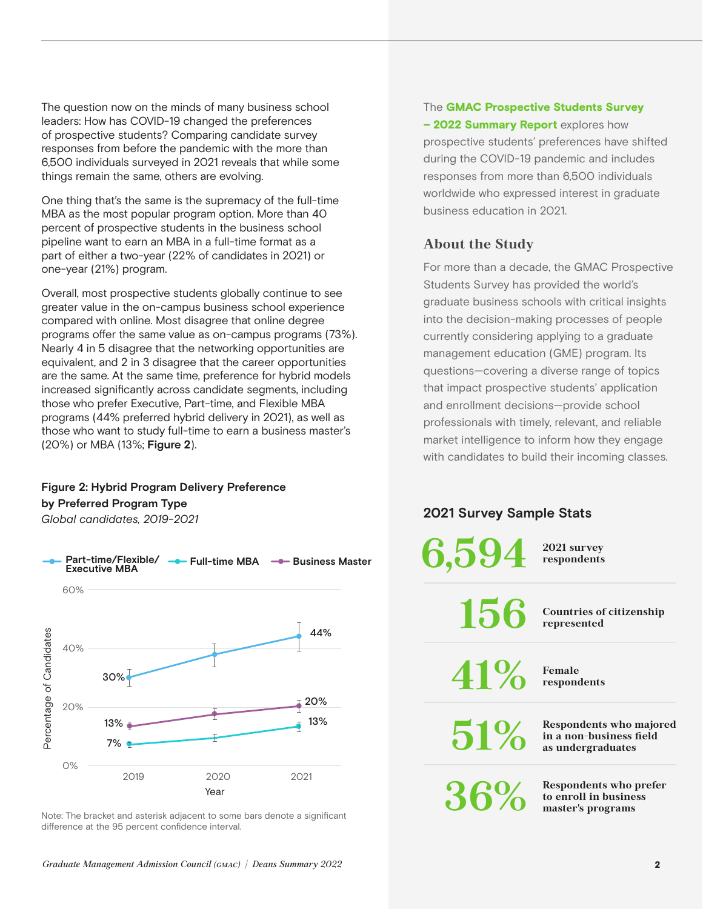The question now on the minds of many business school leaders: How has COVID-19 changed the preferences of prospective students? Comparing candidate survey responses from before the pandemic with the more than 6,500 individuals surveyed in 2021 reveals that while some things remain the same, others are evolving.

One thing that's the same is the supremacy of the full-time MBA as the most popular program option. More than 40 percent of prospective students in the business school pipeline want to earn an MBA in a full-time format as a part of either a two-year (22% of candidates in 2021) or one-year (21%) program.

Overall, most prospective students globally continue to see greater value in the on-campus business school experience compared with online. Most disagree that online degree programs offer the same value as on-campus programs (73%). Nearly 4 in 5 disagree that the networking opportunities are equivalent, and 2 in 3 disagree that the career opportunities are the same. At the same time, preference for hybrid models increased significantly across candidate segments, including those who prefer Executive, Part-time, and Flexible MBA programs (44% preferred hybrid delivery in 2021), as well as those who want to study full-time to earn a business master's (20%) or MBA (13%; **Figure 2**).

**Figure 2: Hybrid Program Delivery Preference by Preferred Program Type**

*Global candidates, 2019-2021*

| Year | Part-time/Flexible/Executive MBA | Full-time MBA | Business Master |
|---|---|---|---|
| 2019 | 30% | 7% | 13% |
| 2021 | 44% | 13% | 20% |

Note: The bracket and asterisk adjacent to some bars denote a significant difference at the 95 percent confidence interval.

The **GMAC Prospective Students Survey – 2022 Summary Report** explores how prospective students' preferences have shifted during the COVID-19 pandemic and includes responses from more than 6,500 individuals worldwide who expressed interest in graduate business education in 2021.

## About the Study

For more than a decade, the GMAC Prospective Students Survey has provided the world's graduate business schools with critical insights into the decision-making processes of people currently considering applying to a graduate management education (GME) program. Its questions—covering a diverse range of topics that impact prospective students' application and enrollment decisions—provide school professionals with timely, relevant, and reliable market intelligence to inform how they engage with candidates to build their incoming classes.

### 2021 Survey Sample Stats

- **6,594** — 2021 survey respondents
- **156** — Countries of citizenship represented
- **41%** — Female respondents
- **51%** — Respondents who majored in a non-business field as undergraduates
- **36%** — Respondents who prefer to enroll in business master's programs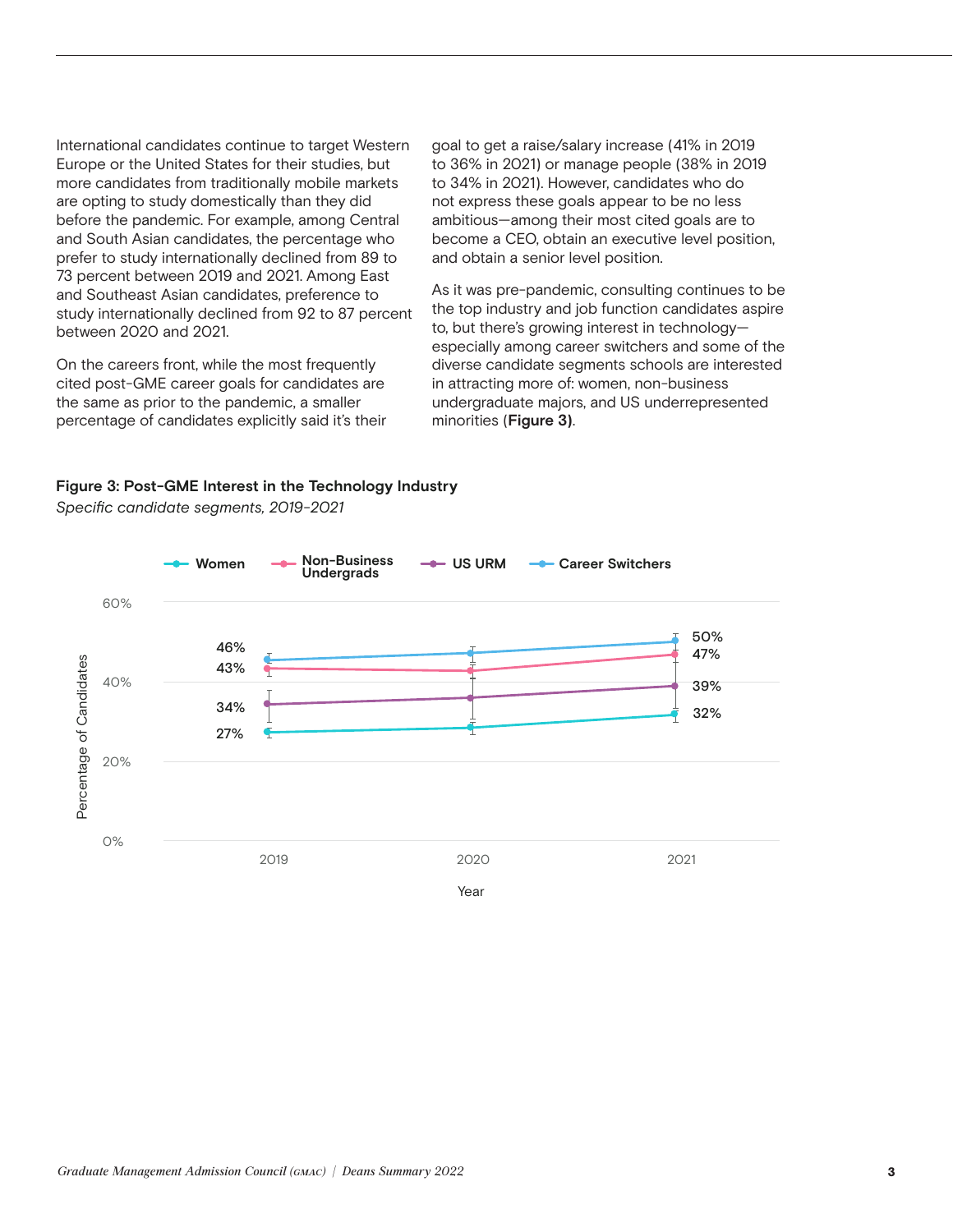International candidates continue to target Western Europe or the United States for their studies, but more candidates from traditionally mobile markets are opting to study domestically than they did before the pandemic. For example, among Central and South Asian candidates, the percentage who prefer to study internationally declined from 89 to 73 percent between 2019 and 2021. Among East and Southeast Asian candidates, preference to study internationally declined from 92 to 87 percent between 2020 and 2021.

On the careers front, while the most frequently cited post-GME career goals for candidates are the same as prior to the pandemic, a smaller percentage of candidates explicitly said it's their goal to get a raise/salary increase (41% in 2019 to 36% in 2021) or manage people (38% in 2019 to 34% in 2021). However, candidates who do not express these goals appear to be no less ambitious—among their most cited goals are to become a CEO, obtain an executive level position, and obtain a senior level position.

As it was pre-pandemic, consulting continues to be the top industry and job function candidates aspire to, but there's growing interest in technology—especially among career switchers and some of the diverse candidate segments schools are interested in attracting more of: women, non-business undergraduate majors, and US underrepresented minorities (**Figure 3)**.

**Figure 3: Post-GME Interest in the Technology Industry**

*Specific candidate segments, 2019-2021*

| Segment | 2019 | 2021 |
|---|---|---|
| Career Switchers | 46% | 50% |
| Non-Business Undergrads | 43% | 47% |
| US URM | 34% | 39% |
| Women | 27% | 32% |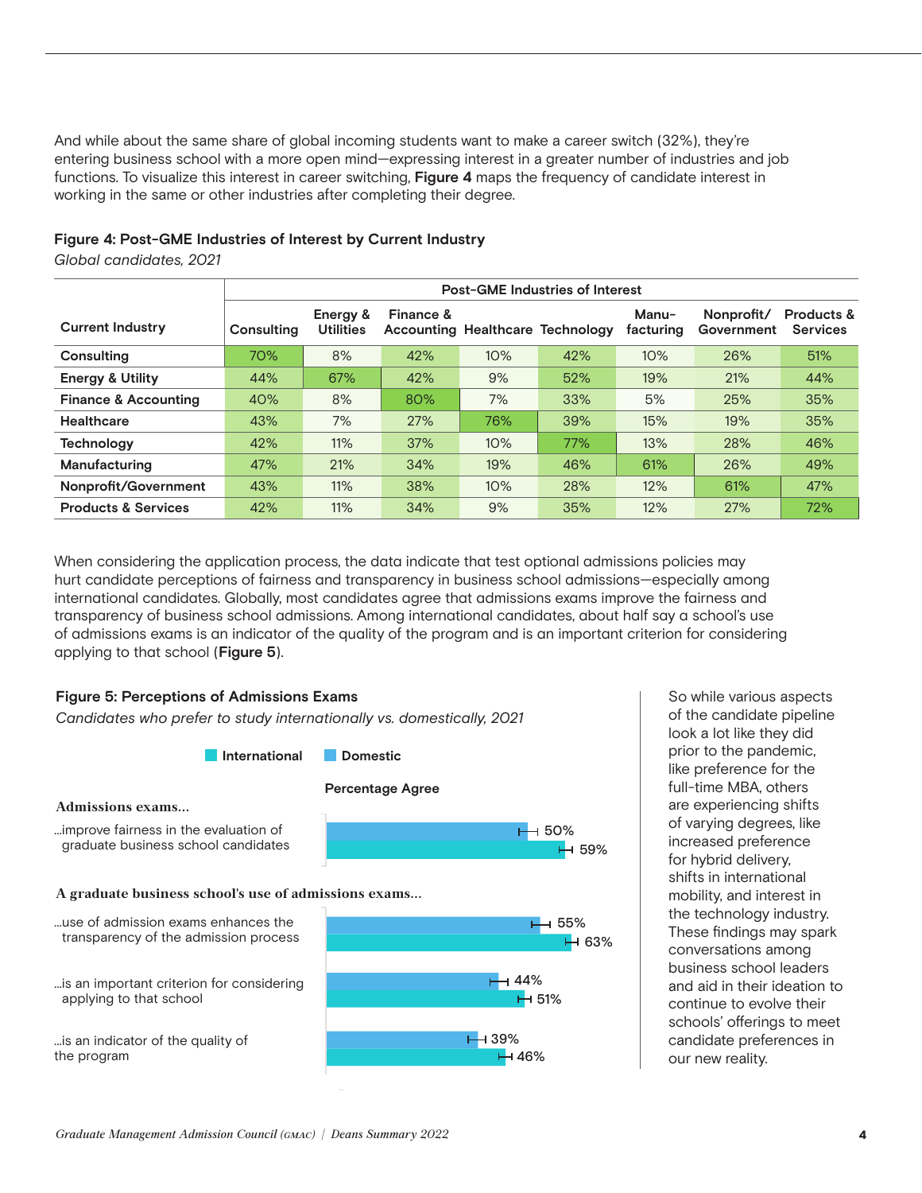And while about the same share of global incoming students want to make a career switch (32%), they're entering business school with a more open mind—expressing interest in a greater number of industries and job functions. To visualize this interest in career switching, **Figure 4** maps the frequency of candidate interest in working in the same or other industries after completing their degree.

**Figure 4: Post-GME Industries of Interest by Current Industry**

*Global candidates, 2021*

| Current Industry | Post-GME Industries of Interest | | | | | | | |
|---|---|---|---|---|---|---|---|---|
| | Consulting | Energy & Utilities | Finance & Accounting | Healthcare | Technology | Manu-facturing | Nonprofit/ Government | Products & Services |
| **Consulting** | 70% | 8% | 42% | 10% | 42% | 10% | 26% | 51% |
| **Energy & Utility** | 44% | 67% | 42% | 9% | 52% | 19% | 21% | 44% |
| **Finance & Accounting** | 40% | 8% | 80% | 7% | 33% | 5% | 25% | 35% |
| **Healthcare** | 43% | 7% | 27% | 76% | 39% | 15% | 19% | 35% |
| **Technology** | 42% | 11% | 37% | 10% | 77% | 13% | 28% | 46% |
| **Manufacturing** | 47% | 21% | 34% | 19% | 46% | 61% | 26% | 49% |
| **Nonprofit/Government** | 43% | 11% | 38% | 10% | 28% | 12% | 61% | 47% |
| **Products & Services** | 42% | 11% | 34% | 9% | 35% | 12% | 27% | 72% |

When considering the application process, the data indicate that test optional admissions policies may hurt candidate perceptions of fairness and transparency in business school admissions—especially among international candidates. Globally, most candidates agree that admissions exams improve the fairness and transparency of business school admissions. Among international candidates, about half say a school's use of admissions exams is an indicator of the quality of the program and is an important criterion for considering applying to that school (**Figure 5**).

**Figure 5: Perceptions of Admissions Exams**

*Candidates who prefer to study internationally vs. domestically, 2021*

Percentage Agree

| | Domestic | International |
|---|---|---|
| **Admissions exams...** | | |
| ...improve fairness in the evaluation of graduate business school candidates | 50% | 59% |
| **A graduate business school's use of admissions exams...** | | |
| ...use of admission exams enhances the transparency of the admission process | 55% | 63% |
| ...is an important criterion for considering applying to that school | 44% | 51% |
| ...is an indicator of the quality of the program | 39% | 46% |

So while various aspects of the candidate pipeline look a lot like they did prior to the pandemic, like preference for the full-time MBA, others are experiencing shifts of varying degrees, like increased preference for hybrid delivery, shifts in international mobility, and interest in the technology industry. These findings may spark conversations among business school leaders and aid in their ideation to continue to evolve their schools' offerings to meet candidate preferences in our new reality.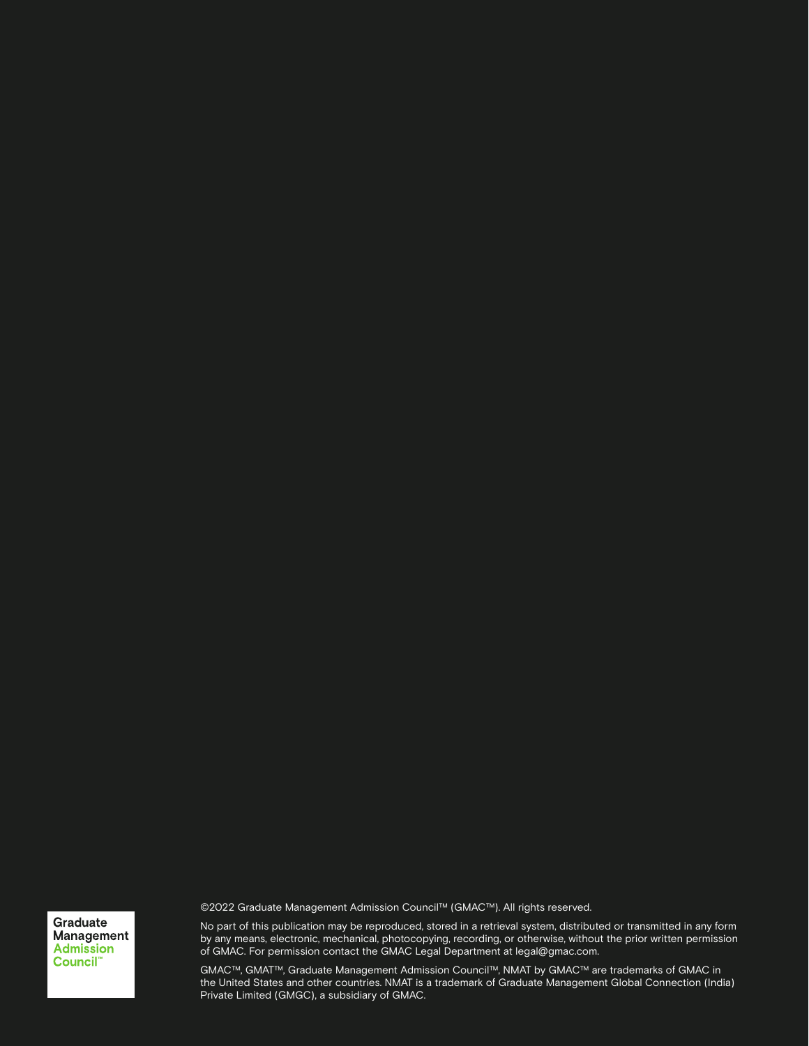Graduate
Management
Admission
Council™

©2022 Graduate Management Admission Council™ (GMAC™). All rights reserved.

No part of this publication may be reproduced, stored in a retrieval system, distributed or transmitted in any form by any means, electronic, mechanical, photocopying, recording, or otherwise, without the prior written permission of GMAC. For permission contact the GMAC Legal Department at legal@gmac.com.

GMAC™, GMAT™, Graduate Management Admission Council™, NMAT by GMAC™ are trademarks of GMAC in the United States and other countries. NMAT is a trademark of Graduate Management Global Connection (India) Private Limited (GMGC), a subsidiary of GMAC.